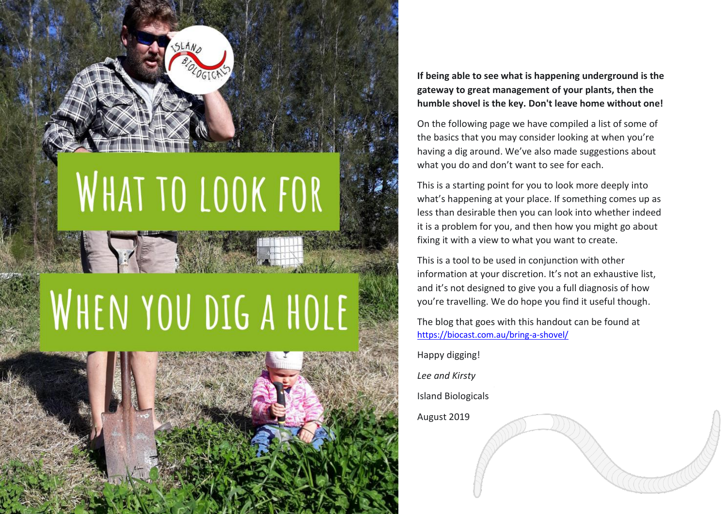# What to look for when you dig a hole

**If being able to see what is happening underground is the gateway to great management of your plants, then the humble shovel is the key. Don't leave home without one!**

On the following page we have compiled a list of some of the basics that you may consider looking at when you're having a dig around. We've also made suggestions about what you do and don't want to see for each.

This is a starting point for you to look more deeply into what's happening at your place. If something comes up as less than desirable then you can look into whether indeed it is a problem for you, and then how you might go about fixing it with a view to what you want to create.

This is a tool to be used in conjunction with other information at your discretion. It's not an exhaustive list, and it's not designed to give you a full diagnosis of how you're travelling. We do hope you find it useful though.

The blog that goes with this handout can be found at https://biocast.com.au/bring-a-shovel/

Happy digging!

*Lee and Kirsty*

Island Biologicals

August 2019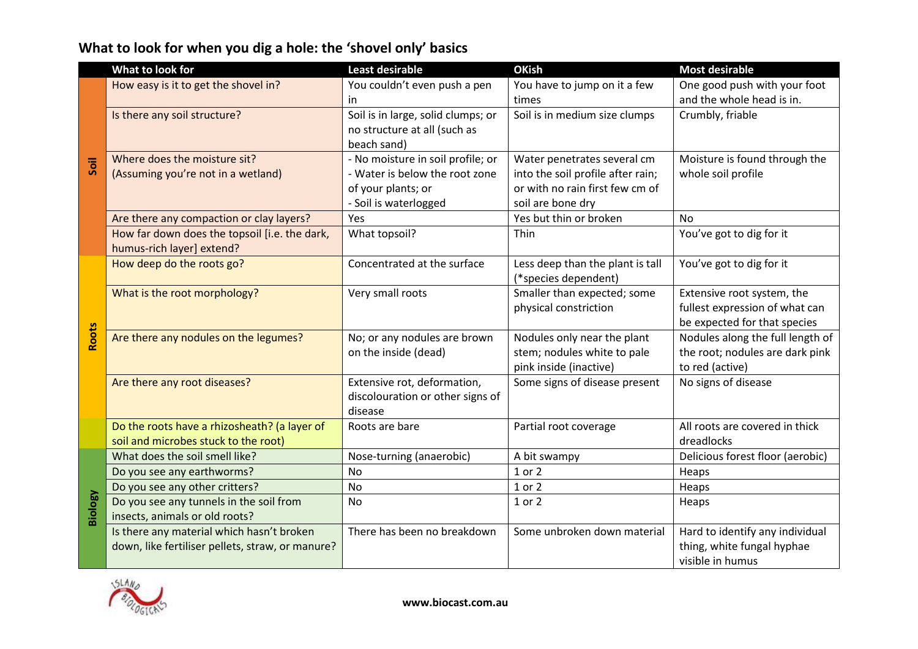## What to look for when you dig a hole: the 'shovel only' basics

| | What to look for | Least desirable | OKish | Most desirable |
|---|---|---|---|---|
| Soil | How easy is it to get the shovel in? | You couldn't even push a pen in | You have to jump on it a few times | One good push with your foot and the whole head is in. |
| | Is there any soil structure? | Soil is in large, solid clumps; or no structure at all (such as beach sand) | Soil is in medium size clumps | Crumbly, friable |
| | Where does the moisture sit? (Assuming you're not in a wetland) | - No moisture in soil profile; or - Water is below the root zone of your plants; or - Soil is waterlogged | Water penetrates several cm into the soil profile after rain; or with no rain first few cm of soil are bone dry | Moisture is found through the whole soil profile |
| | Are there any compaction or clay layers? | Yes | Yes but thin or broken | No |
| | How far down does the topsoil [i.e. the dark, humus-rich layer] extend? | What topsoil? | Thin | You've got to dig for it |
| Roots | How deep do the roots go? | Concentrated at the surface | Less deep than the plant is tall (*species dependent) | You've got to dig for it |
| | What is the root morphology? | Very small roots | Smaller than expected; some physical constriction | Extensive root system, the fullest expression of what can be expected for that species |
| | Are there any nodules on the legumes? | No; or any nodules are brown on the inside (dead) | Nodules only near the plant stem; nodules white to pale pink inside (inactive) | Nodules along the full length of the root; nodules are dark pink to red (active) |
| | Are there any root diseases? | Extensive rot, deformation, discolouration or other signs of disease | Some signs of disease present | No signs of disease |
| | Do the roots have a rhizosheath? (a layer of soil and microbes stuck to the root) | Roots are bare | Partial root coverage | All roots are covered in thick dreadlocks |
| Biology | What does the soil smell like? | Nose-turning (anaerobic) | A bit swampy | Delicious forest floor (aerobic) |
| | Do you see any earthworms? | No | 1 or 2 | Heaps |
| | Do you see any other critters? | No | 1 or 2 | Heaps |
| | Do you see any tunnels in the soil from insects, animals or old roots? | No | 1 or 2 | Heaps |
| | Is there any material which hasn't broken down, like fertiliser pellets, straw, or manure? | There has been no breakdown | Some unbroken down material | Hard to identify any individual thing, white fungal hyphae visible in humus |

www.biocast.com.au